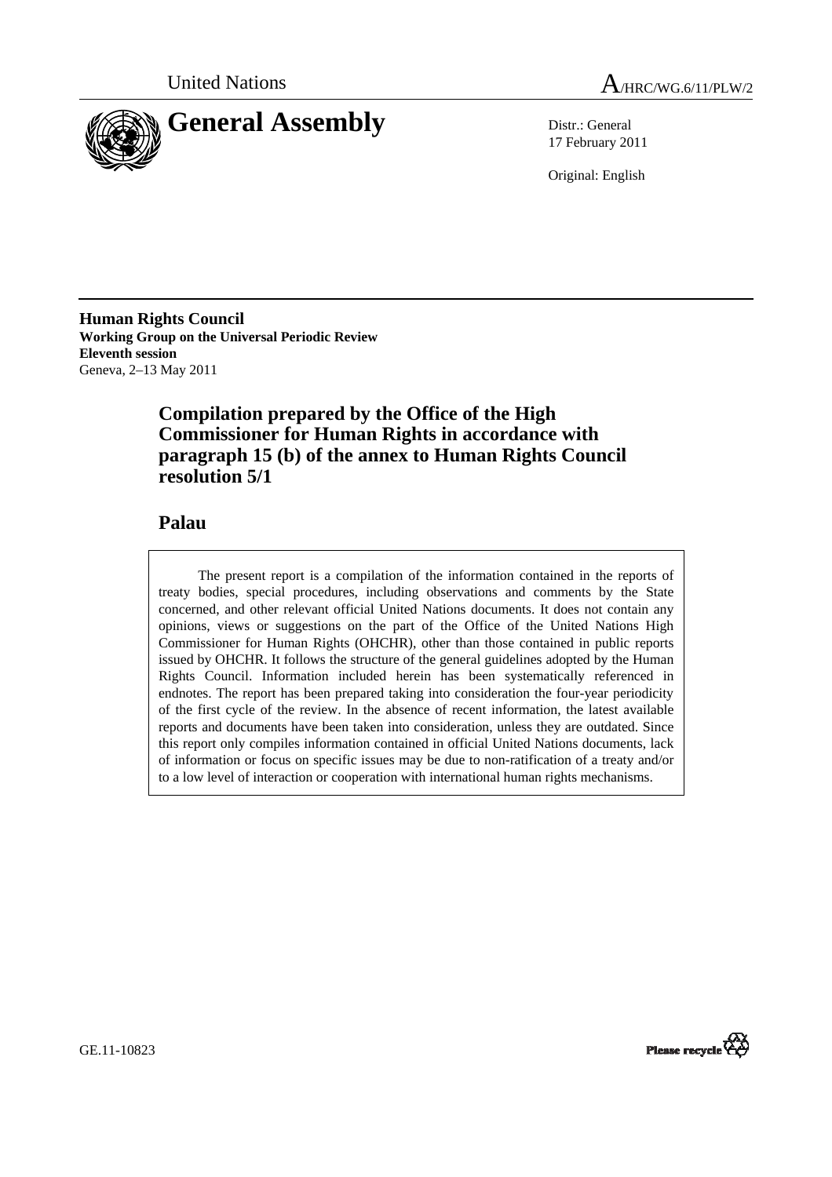United Nations

# A/HRC/WG.6/11/PLW/2

# General Assembly

Distr.: General
17 February 2011

Original: English

**Human Rights Council**
**Working Group on the Universal Periodic Review**
**Eleventh session**
Geneva, 2–13 May 2011

## Compilation prepared by the Office of the High Commissioner for Human Rights in accordance with paragraph 15 (b) of the annex to Human Rights Council resolution 5/1

## Palau

The present report is a compilation of the information contained in the reports of treaty bodies, special procedures, including observations and comments by the State concerned, and other relevant official United Nations documents. It does not contain any opinions, views or suggestions on the part of the Office of the United Nations High Commissioner for Human Rights (OHCHR), other than those contained in public reports issued by OHCHR. It follows the structure of the general guidelines adopted by the Human Rights Council. Information included herein has been systematically referenced in endnotes. The report has been prepared taking into consideration the four-year periodicity of the first cycle of the review. In the absence of recent information, the latest available reports and documents have been taken into consideration, unless they are outdated. Since this report only compiles information contained in official United Nations documents, lack of information or focus on specific issues may be due to non-ratification of a treaty and/or to a low level of interaction or cooperation with international human rights mechanisms.

GE.11-10823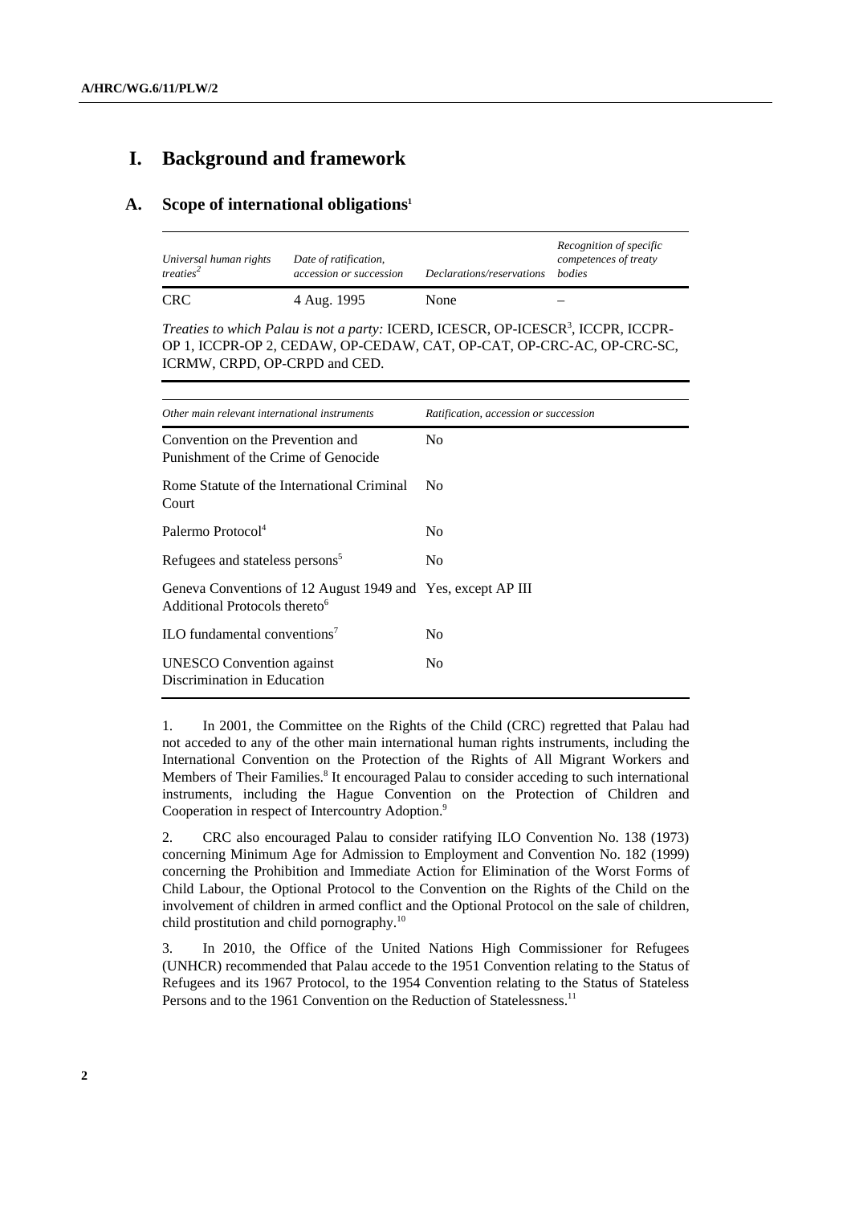# I. Background and framework

## A. Scope of international obligations[1]

| *Universal human rights treaties*[2] | *Date of ratification, accession or succession* | *Declarations/reservations* | *Recognition of specific competences of treaty bodies* |
|---|---|---|---|
| CRC | 4 Aug. 1995 | None | – |

*Treaties to which Palau is not a party:* ICERD, ICESCR, OP-ICESCR[3], ICCPR, ICCPR-OP 1, ICCPR-OP 2, CEDAW, OP-CEDAW, CAT, OP-CAT, OP-CRC-AC, OP-CRC-SC, ICRMW, CRPD, OP-CRPD and CED.

| *Other main relevant international instruments* | *Ratification, accession or succession* |
|---|---|
| Convention on the Prevention and Punishment of the Crime of Genocide | No |
| Rome Statute of the International Criminal Court | No |
| Palermo Protocol[4] | No |
| Refugees and stateless persons[5] | No |
| Geneva Conventions of 12 August 1949 and Additional Protocols thereto[6] | Yes, except AP III |
| ILO fundamental conventions[7] | No |
| UNESCO Convention against Discrimination in Education | No |

1. In 2001, the Committee on the Rights of the Child (CRC) regretted that Palau had not acceded to any of the other main international human rights instruments, including the International Convention on the Protection of the Rights of All Migrant Workers and Members of Their Families.[8] It encouraged Palau to consider acceding to such international instruments, including the Hague Convention on the Protection of Children and Cooperation in respect of Intercountry Adoption.[9]

2. CRC also encouraged Palau to consider ratifying ILO Convention No. 138 (1973) concerning Minimum Age for Admission to Employment and Convention No. 182 (1999) concerning the Prohibition and Immediate Action for Elimination of the Worst Forms of Child Labour, the Optional Protocol to the Convention on the Rights of the Child on the involvement of children in armed conflict and the Optional Protocol on the sale of children, child prostitution and child pornography.[10]

3. In 2010, the Office of the United Nations High Commissioner for Refugees (UNHCR) recommended that Palau accede to the 1951 Convention relating to the Status of Refugees and its 1967 Protocol, to the 1954 Convention relating to the Status of Stateless Persons and to the 1961 Convention on the Reduction of Statelessness.[11]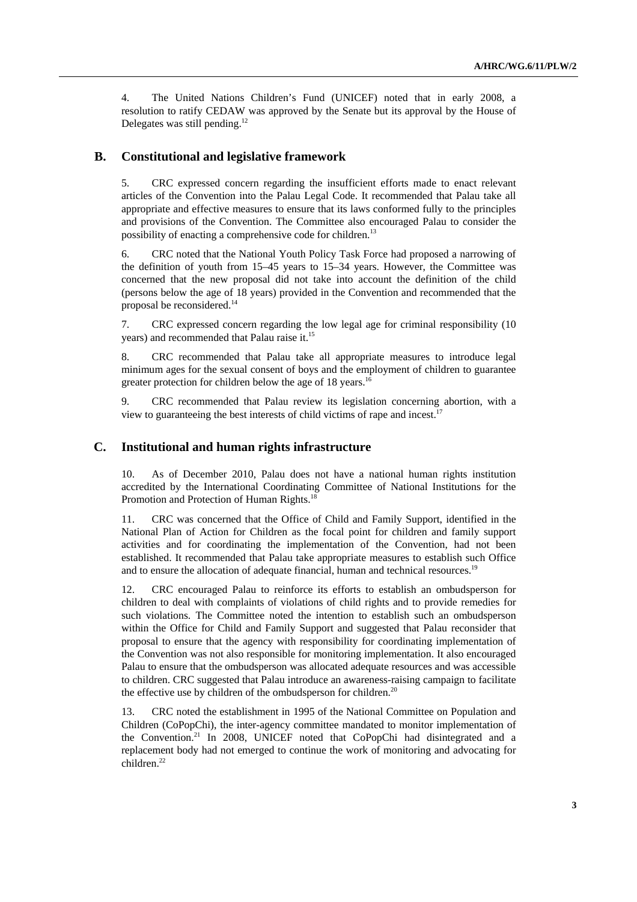4. The United Nations Children's Fund (UNICEF) noted that in early 2008, a resolution to ratify CEDAW was approved by the Senate but its approval by the House of Delegates was still pending.[12]

## B. Constitutional and legislative framework

5. CRC expressed concern regarding the insufficient efforts made to enact relevant articles of the Convention into the Palau Legal Code. It recommended that Palau take all appropriate and effective measures to ensure that its laws conformed fully to the principles and provisions of the Convention. The Committee also encouraged Palau to consider the possibility of enacting a comprehensive code for children.[13]

6. CRC noted that the National Youth Policy Task Force had proposed a narrowing of the definition of youth from 15–45 years to 15–34 years. However, the Committee was concerned that the new proposal did not take into account the definition of the child (persons below the age of 18 years) provided in the Convention and recommended that the proposal be reconsidered.[14]

7. CRC expressed concern regarding the low legal age for criminal responsibility (10 years) and recommended that Palau raise it.[15]

8. CRC recommended that Palau take all appropriate measures to introduce legal minimum ages for the sexual consent of boys and the employment of children to guarantee greater protection for children below the age of 18 years.[16]

9. CRC recommended that Palau review its legislation concerning abortion, with a view to guaranteeing the best interests of child victims of rape and incest.[17]

## C. Institutional and human rights infrastructure

10. As of December 2010, Palau does not have a national human rights institution accredited by the International Coordinating Committee of National Institutions for the Promotion and Protection of Human Rights.[18]

11. CRC was concerned that the Office of Child and Family Support, identified in the National Plan of Action for Children as the focal point for children and family support activities and for coordinating the implementation of the Convention, had not been established. It recommended that Palau take appropriate measures to establish such Office and to ensure the allocation of adequate financial, human and technical resources.[19]

12. CRC encouraged Palau to reinforce its efforts to establish an ombudsperson for children to deal with complaints of violations of child rights and to provide remedies for such violations. The Committee noted the intention to establish such an ombudsperson within the Office for Child and Family Support and suggested that Palau reconsider that proposal to ensure that the agency with responsibility for coordinating implementation of the Convention was not also responsible for monitoring implementation. It also encouraged Palau to ensure that the ombudsperson was allocated adequate resources and was accessible to children. CRC suggested that Palau introduce an awareness-raising campaign to facilitate the effective use by children of the ombudsperson for children.[20]

13. CRC noted the establishment in 1995 of the National Committee on Population and Children (CoPopChi), the inter-agency committee mandated to monitor implementation of the Convention.[21] In 2008, UNICEF noted that CoPopChi had disintegrated and a replacement body had not emerged to continue the work of monitoring and advocating for children.[22]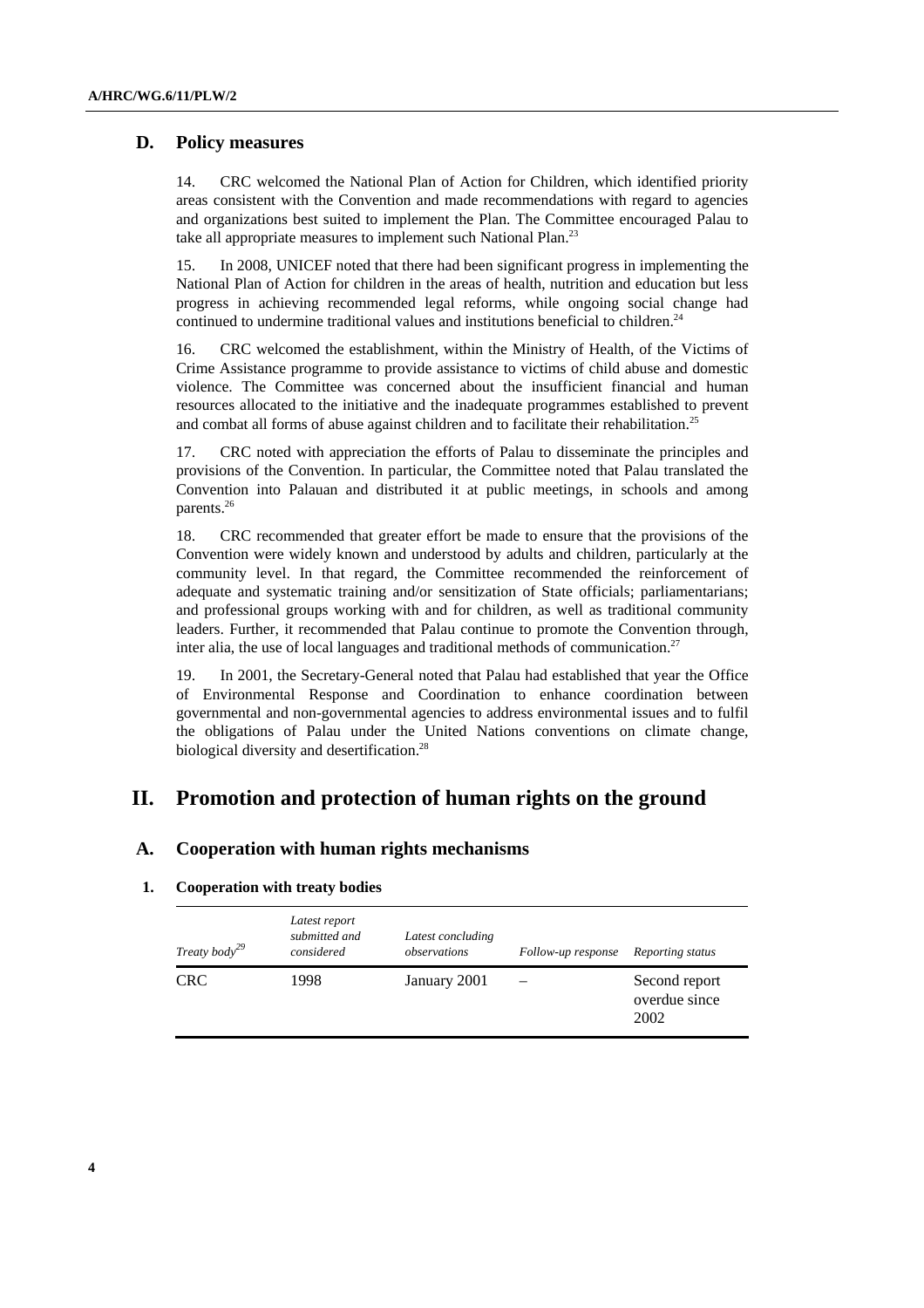## D. Policy measures

14. CRC welcomed the National Plan of Action for Children, which identified priority areas consistent with the Convention and made recommendations with regard to agencies and organizations best suited to implement the Plan. The Committee encouraged Palau to take all appropriate measures to implement such National Plan.[23]

15. In 2008, UNICEF noted that there had been significant progress in implementing the National Plan of Action for children in the areas of health, nutrition and education but less progress in achieving recommended legal reforms, while ongoing social change had continued to undermine traditional values and institutions beneficial to children.[24]

16. CRC welcomed the establishment, within the Ministry of Health, of the Victims of Crime Assistance programme to provide assistance to victims of child abuse and domestic violence. The Committee was concerned about the insufficient financial and human resources allocated to the initiative and the inadequate programmes established to prevent and combat all forms of abuse against children and to facilitate their rehabilitation.[25]

17. CRC noted with appreciation the efforts of Palau to disseminate the principles and provisions of the Convention. In particular, the Committee noted that Palau translated the Convention into Palauan and distributed it at public meetings, in schools and among parents.[26]

18. CRC recommended that greater effort be made to ensure that the provisions of the Convention were widely known and understood by adults and children, particularly at the community level. In that regard, the Committee recommended the reinforcement of adequate and systematic training and/or sensitization of State officials; parliamentarians; and professional groups working with and for children, as well as traditional community leaders. Further, it recommended that Palau continue to promote the Convention through, inter alia, the use of local languages and traditional methods of communication.[27]

19. In 2001, the Secretary-General noted that Palau had established that year the Office of Environmental Response and Coordination to enhance coordination between governmental and non-governmental agencies to address environmental issues and to fulfil the obligations of Palau under the United Nations conventions on climate change, biological diversity and desertification.[28]

# II. Promotion and protection of human rights on the ground

## A. Cooperation with human rights mechanisms

### 1. Cooperation with treaty bodies

| *Treaty body*[29] | *Latest report submitted and considered* | *Latest concluding observations* | *Follow-up response* | *Reporting status* |
|---|---|---|---|---|
| CRC | 1998 | January 2001 | – | Second report overdue since 2002 |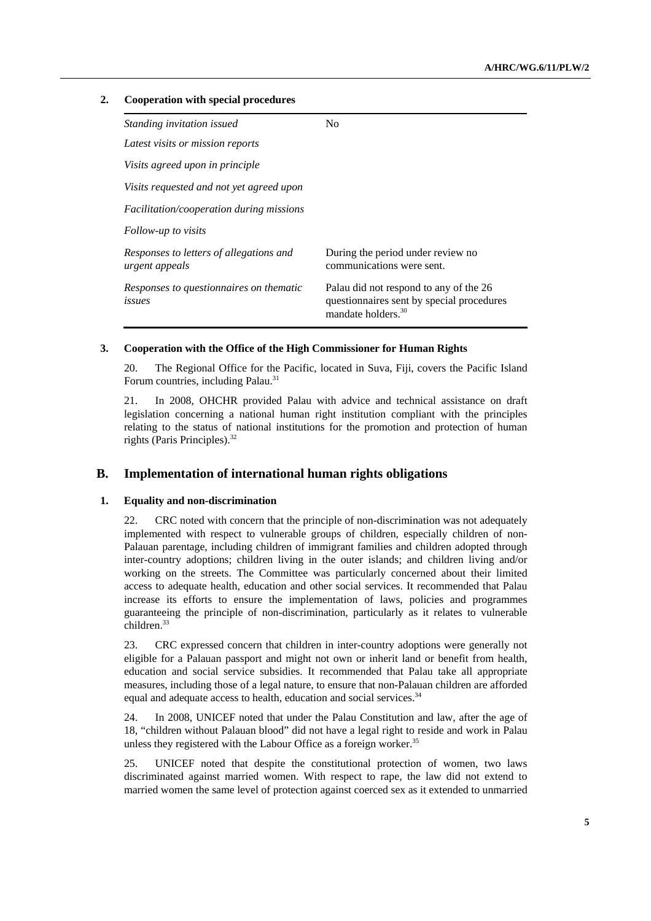### 2. Cooperation with special procedures

| | |
|---|---|
| *Standing invitation issued* | No |
| *Latest visits or mission reports* | |
| *Visits agreed upon in principle* | |
| *Visits requested and not yet agreed upon* | |
| *Facilitation/cooperation during missions* | |
| *Follow-up to visits* | |
| *Responses to letters of allegations and urgent appeals* | During the period under review no communications were sent. |
| *Responses to questionnaires on thematic issues* | Palau did not respond to any of the 26 questionnaires sent by special procedures mandate holders.[30] |

### 3. Cooperation with the Office of the High Commissioner for Human Rights

20. The Regional Office for the Pacific, located in Suva, Fiji, covers the Pacific Island Forum countries, including Palau.[31]

21. In 2008, OHCHR provided Palau with advice and technical assistance on draft legislation concerning a national human right institution compliant with the principles relating to the status of national institutions for the promotion and protection of human rights (Paris Principles).[32]

## B. Implementation of international human rights obligations

### 1. Equality and non-discrimination

22. CRC noted with concern that the principle of non-discrimination was not adequately implemented with respect to vulnerable groups of children, especially children of non-Palauan parentage, including children of immigrant families and children adopted through inter-country adoptions; children living in the outer islands; and children living and/or working on the streets. The Committee was particularly concerned about their limited access to adequate health, education and other social services. It recommended that Palau increase its efforts to ensure the implementation of laws, policies and programmes guaranteeing the principle of non-discrimination, particularly as it relates to vulnerable children.[33]

23. CRC expressed concern that children in inter-country adoptions were generally not eligible for a Palauan passport and might not own or inherit land or benefit from health, education and social service subsidies. It recommended that Palau take all appropriate measures, including those of a legal nature, to ensure that non-Palauan children are afforded equal and adequate access to health, education and social services.[34]

24. In 2008, UNICEF noted that under the Palau Constitution and law, after the age of 18, "children without Palauan blood" did not have a legal right to reside and work in Palau unless they registered with the Labour Office as a foreign worker.[35]

25. UNICEF noted that despite the constitutional protection of women, two laws discriminated against married women. With respect to rape, the law did not extend to married women the same level of protection against coerced sex as it extended to unmarried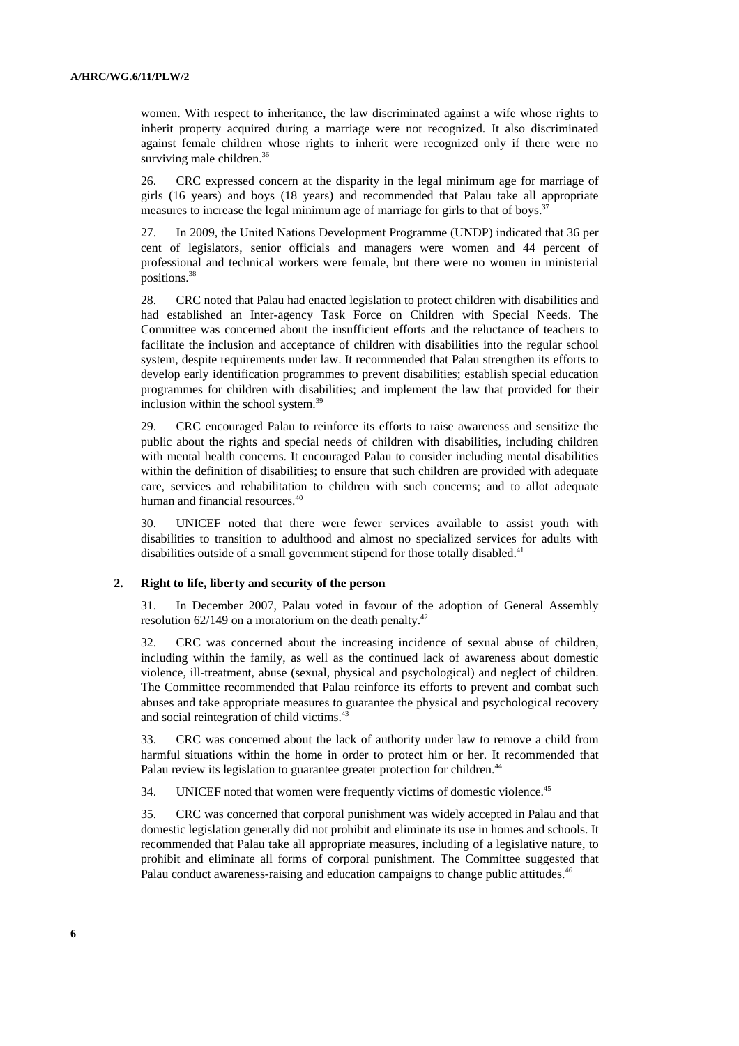women. With respect to inheritance, the law discriminated against a wife whose rights to inherit property acquired during a marriage were not recognized. It also discriminated against female children whose rights to inherit were recognized only if there were no surviving male children.[36]

26. CRC expressed concern at the disparity in the legal minimum age for marriage of girls (16 years) and boys (18 years) and recommended that Palau take all appropriate measures to increase the legal minimum age of marriage for girls to that of boys.[37]

27. In 2009, the United Nations Development Programme (UNDP) indicated that 36 per cent of legislators, senior officials and managers were women and 44 percent of professional and technical workers were female, but there were no women in ministerial positions.[38]

28. CRC noted that Palau had enacted legislation to protect children with disabilities and had established an Inter-agency Task Force on Children with Special Needs. The Committee was concerned about the insufficient efforts and the reluctance of teachers to facilitate the inclusion and acceptance of children with disabilities into the regular school system, despite requirements under law. It recommended that Palau strengthen its efforts to develop early identification programmes to prevent disabilities; establish special education programmes for children with disabilities; and implement the law that provided for their inclusion within the school system.[39]

29. CRC encouraged Palau to reinforce its efforts to raise awareness and sensitize the public about the rights and special needs of children with disabilities, including children with mental health concerns. It encouraged Palau to consider including mental disabilities within the definition of disabilities; to ensure that such children are provided with adequate care, services and rehabilitation to children with such concerns; and to allot adequate human and financial resources.[40]

30. UNICEF noted that there were fewer services available to assist youth with disabilities to transition to adulthood and almost no specialized services for adults with disabilities outside of a small government stipend for those totally disabled.[41]

### 2. Right to life, liberty and security of the person

31. In December 2007, Palau voted in favour of the adoption of General Assembly resolution 62/149 on a moratorium on the death penalty.[42]

32. CRC was concerned about the increasing incidence of sexual abuse of children, including within the family, as well as the continued lack of awareness about domestic violence, ill-treatment, abuse (sexual, physical and psychological) and neglect of children. The Committee recommended that Palau reinforce its efforts to prevent and combat such abuses and take appropriate measures to guarantee the physical and psychological recovery and social reintegration of child victims.[43]

33. CRC was concerned about the lack of authority under law to remove a child from harmful situations within the home in order to protect him or her. It recommended that Palau review its legislation to guarantee greater protection for children.[44]

34. UNICEF noted that women were frequently victims of domestic violence.[45]

35. CRC was concerned that corporal punishment was widely accepted in Palau and that domestic legislation generally did not prohibit and eliminate its use in homes and schools. It recommended that Palau take all appropriate measures, including of a legislative nature, to prohibit and eliminate all forms of corporal punishment. The Committee suggested that Palau conduct awareness-raising and education campaigns to change public attitudes.[46]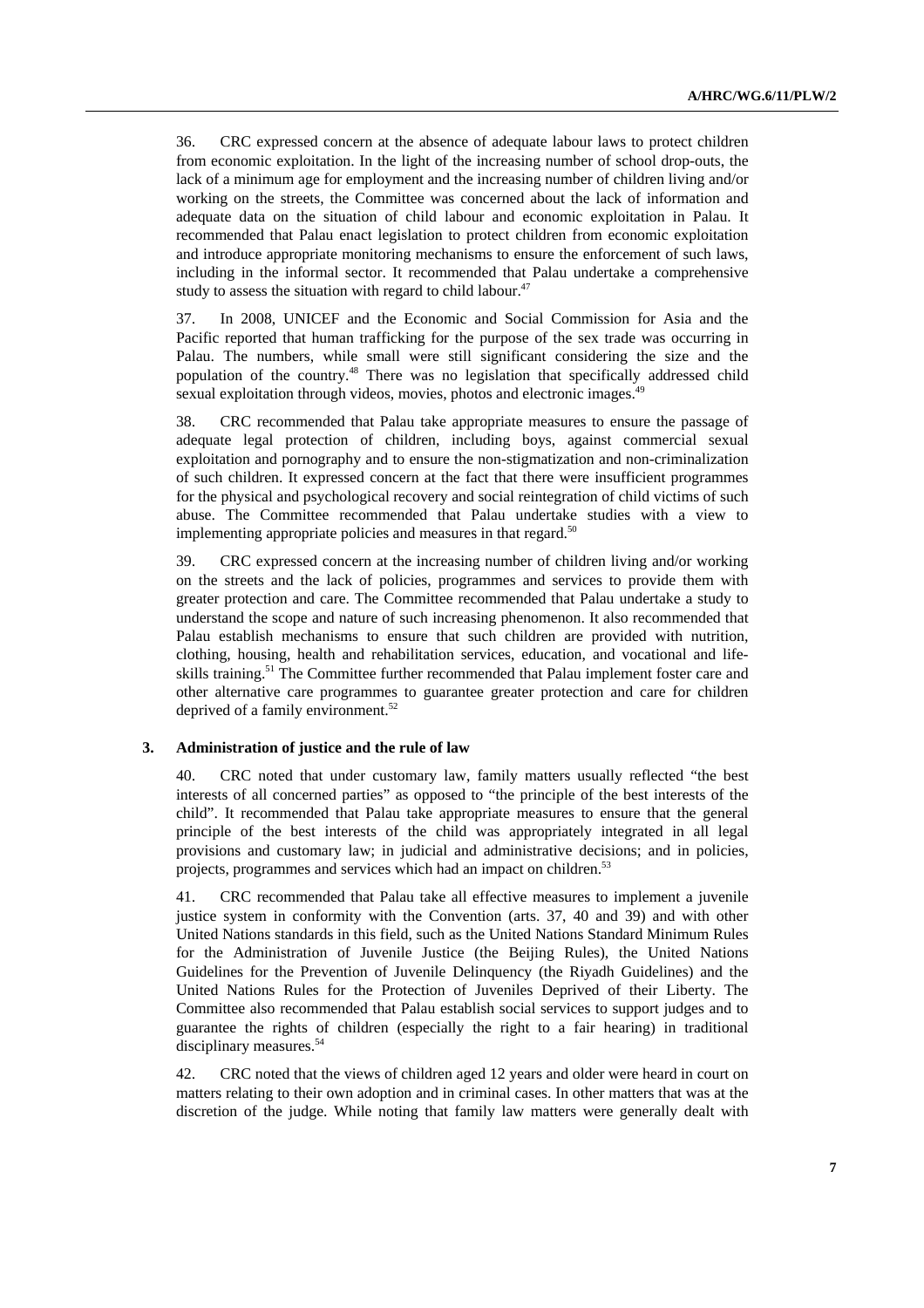36. CRC expressed concern at the absence of adequate labour laws to protect children from economic exploitation. In the light of the increasing number of school drop-outs, the lack of a minimum age for employment and the increasing number of children living and/or working on the streets, the Committee was concerned about the lack of information and adequate data on the situation of child labour and economic exploitation in Palau. It recommended that Palau enact legislation to protect children from economic exploitation and introduce appropriate monitoring mechanisms to ensure the enforcement of such laws, including in the informal sector. It recommended that Palau undertake a comprehensive study to assess the situation with regard to child labour.[47]

37. In 2008, UNICEF and the Economic and Social Commission for Asia and the Pacific reported that human trafficking for the purpose of the sex trade was occurring in Palau. The numbers, while small were still significant considering the size and the population of the country.[48] There was no legislation that specifically addressed child sexual exploitation through videos, movies, photos and electronic images.[49]

38. CRC recommended that Palau take appropriate measures to ensure the passage of adequate legal protection of children, including boys, against commercial sexual exploitation and pornography and to ensure the non-stigmatization and non-criminalization of such children. It expressed concern at the fact that there were insufficient programmes for the physical and psychological recovery and social reintegration of child victims of such abuse. The Committee recommended that Palau undertake studies with a view to implementing appropriate policies and measures in that regard.[50]

39. CRC expressed concern at the increasing number of children living and/or working on the streets and the lack of policies, programmes and services to provide them with greater protection and care. The Committee recommended that Palau undertake a study to understand the scope and nature of such increasing phenomenon. It also recommended that Palau establish mechanisms to ensure that such children are provided with nutrition, clothing, housing, health and rehabilitation services, education, and vocational and life-skills training.[51] The Committee further recommended that Palau implement foster care and other alternative care programmes to guarantee greater protection and care for children deprived of a family environment.[52]

### 3. Administration of justice and the rule of law

40. CRC noted that under customary law, family matters usually reflected "the best interests of all concerned parties" as opposed to "the principle of the best interests of the child". It recommended that Palau take appropriate measures to ensure that the general principle of the best interests of the child was appropriately integrated in all legal provisions and customary law; in judicial and administrative decisions; and in policies, projects, programmes and services which had an impact on children.[53]

41. CRC recommended that Palau take all effective measures to implement a juvenile justice system in conformity with the Convention (arts. 37, 40 and 39) and with other United Nations standards in this field, such as the United Nations Standard Minimum Rules for the Administration of Juvenile Justice (the Beijing Rules), the United Nations Guidelines for the Prevention of Juvenile Delinquency (the Riyadh Guidelines) and the United Nations Rules for the Protection of Juveniles Deprived of their Liberty. The Committee also recommended that Palau establish social services to support judges and to guarantee the rights of children (especially the right to a fair hearing) in traditional disciplinary measures.[54]

42. CRC noted that the views of children aged 12 years and older were heard in court on matters relating to their own adoption and in criminal cases. In other matters that was at the discretion of the judge. While noting that family law matters were generally dealt with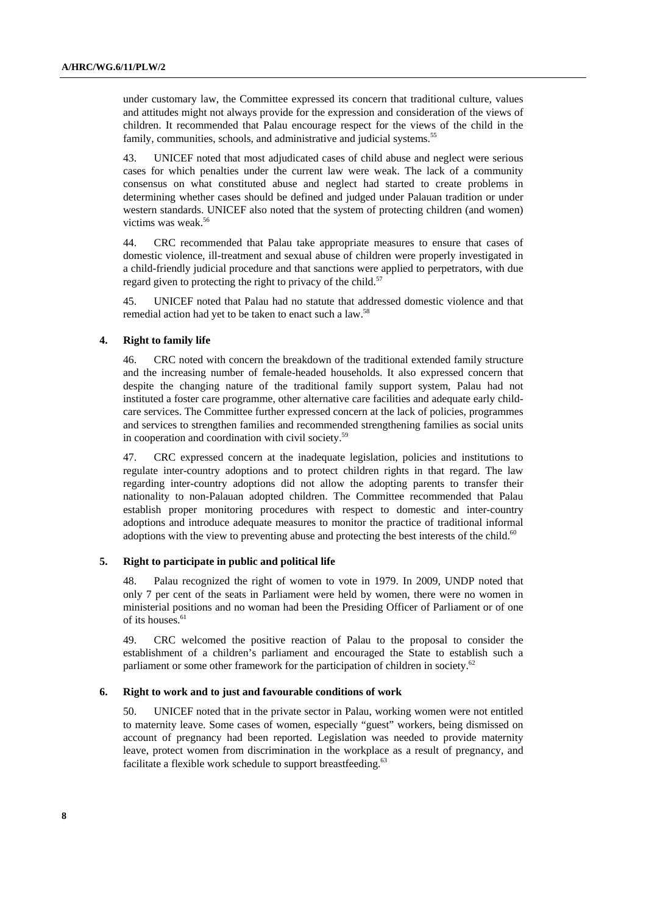under customary law, the Committee expressed its concern that traditional culture, values and attitudes might not always provide for the expression and consideration of the views of children. It recommended that Palau encourage respect for the views of the child in the family, communities, schools, and administrative and judicial systems.[55]

43. UNICEF noted that most adjudicated cases of child abuse and neglect were serious cases for which penalties under the current law were weak. The lack of a community consensus on what constituted abuse and neglect had started to create problems in determining whether cases should be defined and judged under Palauan tradition or under western standards. UNICEF also noted that the system of protecting children (and women) victims was weak.[56]

44. CRC recommended that Palau take appropriate measures to ensure that cases of domestic violence, ill-treatment and sexual abuse of children were properly investigated in a child-friendly judicial procedure and that sanctions were applied to perpetrators, with due regard given to protecting the right to privacy of the child.[57]

45. UNICEF noted that Palau had no statute that addressed domestic violence and that remedial action had yet to be taken to enact such a law.[58]

### 4. Right to family life

46. CRC noted with concern the breakdown of the traditional extended family structure and the increasing number of female-headed households. It also expressed concern that despite the changing nature of the traditional family support system, Palau had not instituted a foster care programme, other alternative care facilities and adequate early child-care services. The Committee further expressed concern at the lack of policies, programmes and services to strengthen families and recommended strengthening families as social units in cooperation and coordination with civil society.[59]

47. CRC expressed concern at the inadequate legislation, policies and institutions to regulate inter-country adoptions and to protect children rights in that regard. The law regarding inter-country adoptions did not allow the adopting parents to transfer their nationality to non-Palauan adopted children. The Committee recommended that Palau establish proper monitoring procedures with respect to domestic and inter-country adoptions and introduce adequate measures to monitor the practice of traditional informal adoptions with the view to preventing abuse and protecting the best interests of the child.[60]

### 5. Right to participate in public and political life

48. Palau recognized the right of women to vote in 1979. In 2009, UNDP noted that only 7 per cent of the seats in Parliament were held by women, there were no women in ministerial positions and no woman had been the Presiding Officer of Parliament or of one of its houses.[61]

49. CRC welcomed the positive reaction of Palau to the proposal to consider the establishment of a children's parliament and encouraged the State to establish such a parliament or some other framework for the participation of children in society.[62]

### 6. Right to work and to just and favourable conditions of work

50. UNICEF noted that in the private sector in Palau, working women were not entitled to maternity leave. Some cases of women, especially "guest" workers, being dismissed on account of pregnancy had been reported. Legislation was needed to provide maternity leave, protect women from discrimination in the workplace as a result of pregnancy, and facilitate a flexible work schedule to support breastfeeding.[63]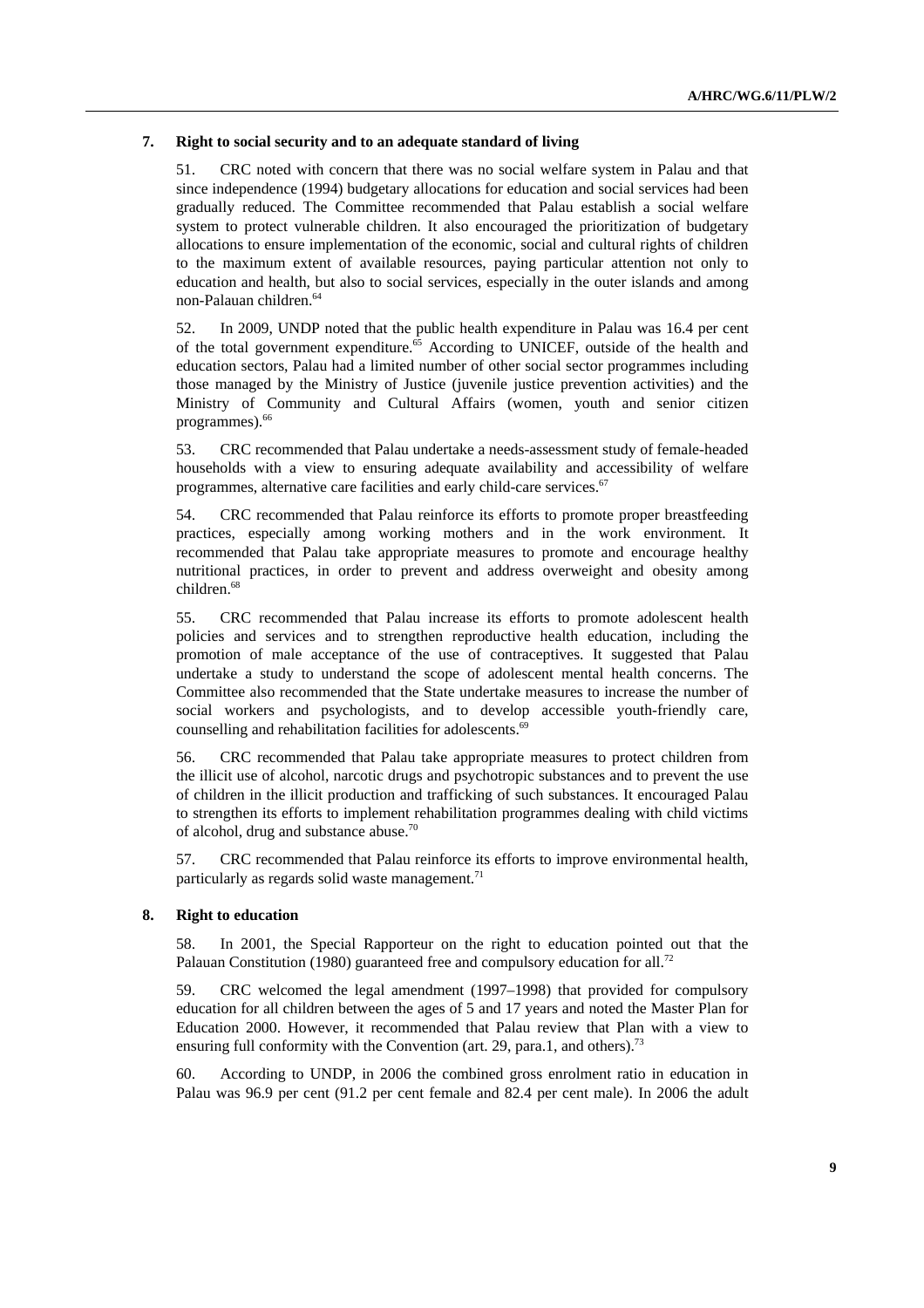### 7. Right to social security and to an adequate standard of living

51. CRC noted with concern that there was no social welfare system in Palau and that since independence (1994) budgetary allocations for education and social services had been gradually reduced. The Committee recommended that Palau establish a social welfare system to protect vulnerable children. It also encouraged the prioritization of budgetary allocations to ensure implementation of the economic, social and cultural rights of children to the maximum extent of available resources, paying particular attention not only to education and health, but also to social services, especially in the outer islands and among non-Palauan children.[64]

52. In 2009, UNDP noted that the public health expenditure in Palau was 16.4 per cent of the total government expenditure.[65] According to UNICEF, outside of the health and education sectors, Palau had a limited number of other social sector programmes including those managed by the Ministry of Justice (juvenile justice prevention activities) and the Ministry of Community and Cultural Affairs (women, youth and senior citizen programmes).[66]

53. CRC recommended that Palau undertake a needs-assessment study of female-headed households with a view to ensuring adequate availability and accessibility of welfare programmes, alternative care facilities and early child-care services.[67]

54. CRC recommended that Palau reinforce its efforts to promote proper breastfeeding practices, especially among working mothers and in the work environment. It recommended that Palau take appropriate measures to promote and encourage healthy nutritional practices, in order to prevent and address overweight and obesity among children.[68]

55. CRC recommended that Palau increase its efforts to promote adolescent health policies and services and to strengthen reproductive health education, including the promotion of male acceptance of the use of contraceptives. It suggested that Palau undertake a study to understand the scope of adolescent mental health concerns. The Committee also recommended that the State undertake measures to increase the number of social workers and psychologists, and to develop accessible youth-friendly care, counselling and rehabilitation facilities for adolescents.[69]

56. CRC recommended that Palau take appropriate measures to protect children from the illicit use of alcohol, narcotic drugs and psychotropic substances and to prevent the use of children in the illicit production and trafficking of such substances. It encouraged Palau to strengthen its efforts to implement rehabilitation programmes dealing with child victims of alcohol, drug and substance abuse.[70]

57. CRC recommended that Palau reinforce its efforts to improve environmental health, particularly as regards solid waste management.[71]

### 8. Right to education

58. In 2001, the Special Rapporteur on the right to education pointed out that the Palauan Constitution (1980) guaranteed free and compulsory education for all.[72]

59. CRC welcomed the legal amendment (1997–1998) that provided for compulsory education for all children between the ages of 5 and 17 years and noted the Master Plan for Education 2000. However, it recommended that Palau review that Plan with a view to ensuring full conformity with the Convention (art. 29, para.1, and others).[73]

60. According to UNDP, in 2006 the combined gross enrolment ratio in education in Palau was 96.9 per cent (91.2 per cent female and 82.4 per cent male). In 2006 the adult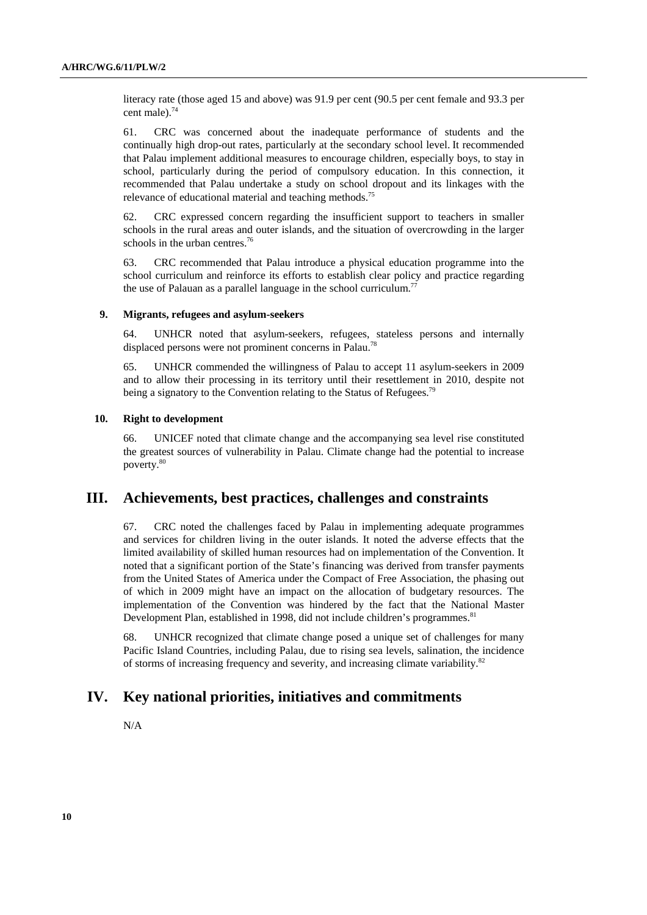literacy rate (those aged 15 and above) was 91.9 per cent (90.5 per cent female and 93.3 per cent male).[74]

61. CRC was concerned about the inadequate performance of students and the continually high drop-out rates, particularly at the secondary school level. It recommended that Palau implement additional measures to encourage children, especially boys, to stay in school, particularly during the period of compulsory education. In this connection, it recommended that Palau undertake a study on school dropout and its linkages with the relevance of educational material and teaching methods.[75]

62. CRC expressed concern regarding the insufficient support to teachers in smaller schools in the rural areas and outer islands, and the situation of overcrowding in the larger schools in the urban centres.[76]

63. CRC recommended that Palau introduce a physical education programme into the school curriculum and reinforce its efforts to establish clear policy and practice regarding the use of Palauan as a parallel language in the school curriculum.[77]

### 9. Migrants, refugees and asylum-seekers

64. UNHCR noted that asylum-seekers, refugees, stateless persons and internally displaced persons were not prominent concerns in Palau.[78]

65. UNHCR commended the willingness of Palau to accept 11 asylum-seekers in 2009 and to allow their processing in its territory until their resettlement in 2010, despite not being a signatory to the Convention relating to the Status of Refugees.[79]

### 10. Right to development

66. UNICEF noted that climate change and the accompanying sea level rise constituted the greatest sources of vulnerability in Palau. Climate change had the potential to increase poverty.[80]

## III. Achievements, best practices, challenges and constraints

67. CRC noted the challenges faced by Palau in implementing adequate programmes and services for children living in the outer islands. It noted the adverse effects that the limited availability of skilled human resources had on implementation of the Convention. It noted that a significant portion of the State's financing was derived from transfer payments from the United States of America under the Compact of Free Association, the phasing out of which in 2009 might have an impact on the allocation of budgetary resources. The implementation of the Convention was hindered by the fact that the National Master Development Plan, established in 1998, did not include children's programmes.[81]

68. UNHCR recognized that climate change posed a unique set of challenges for many Pacific Island Countries, including Palau, due to rising sea levels, salination, the incidence of storms of increasing frequency and severity, and increasing climate variability.[82]

## IV. Key national priorities, initiatives and commitments

N/A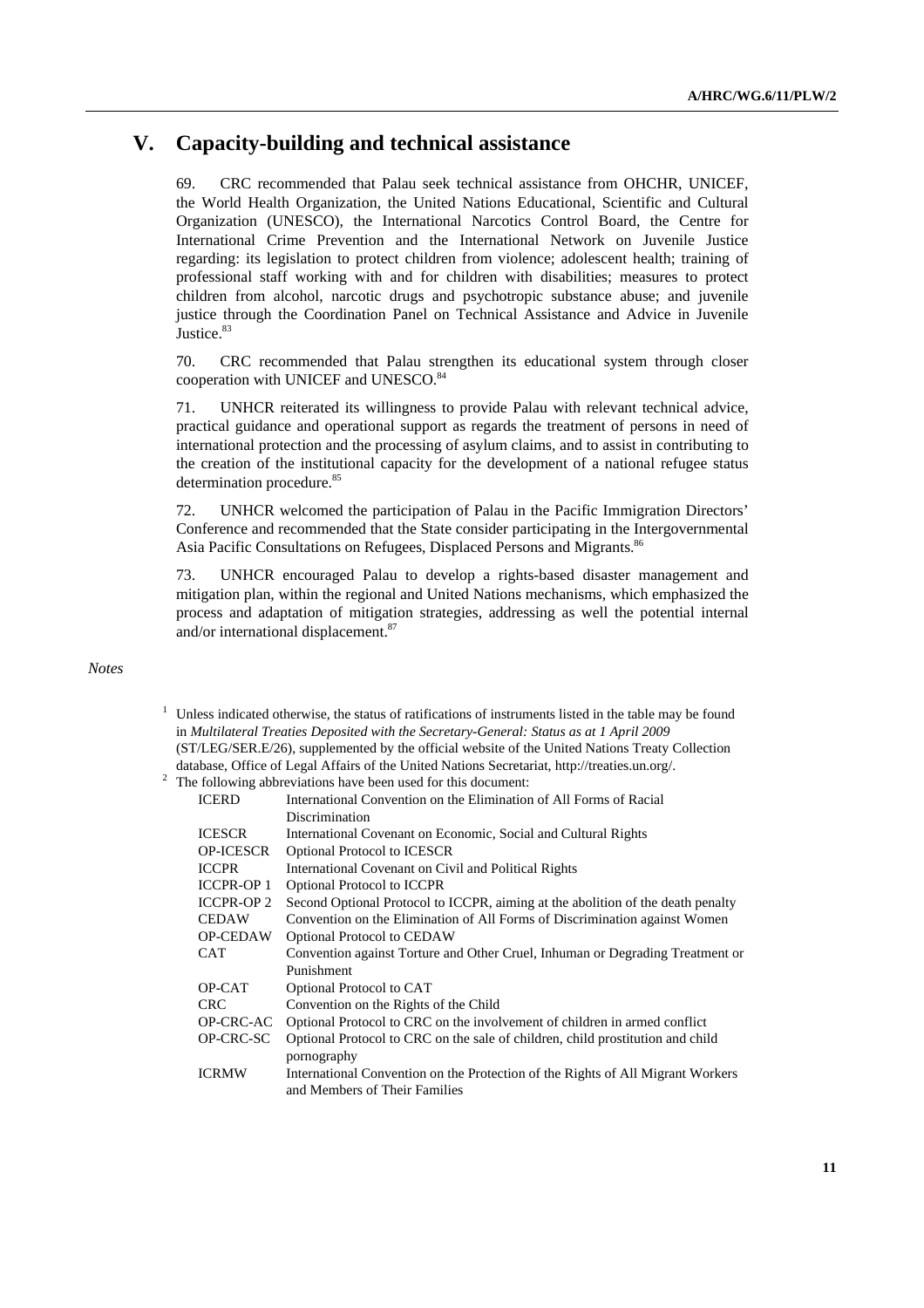# V. Capacity-building and technical assistance

69. CRC recommended that Palau seek technical assistance from OHCHR, UNICEF, the World Health Organization, the United Nations Educational, Scientific and Cultural Organization (UNESCO), the International Narcotics Control Board, the Centre for International Crime Prevention and the International Network on Juvenile Justice regarding: its legislation to protect children from violence; adolescent health; training of professional staff working with and for children with disabilities; measures to protect children from alcohol, narcotic drugs and psychotropic substance abuse; and juvenile justice through the Coordination Panel on Technical Assistance and Advice in Juvenile Justice.[83]

70. CRC recommended that Palau strengthen its educational system through closer cooperation with UNICEF and UNESCO.[84]

71. UNHCR reiterated its willingness to provide Palau with relevant technical advice, practical guidance and operational support as regards the treatment of persons in need of international protection and the processing of asylum claims, and to assist in contributing to the creation of the institutional capacity for the development of a national refugee status determination procedure.[85]

72. UNHCR welcomed the participation of Palau in the Pacific Immigration Directors' Conference and recommended that the State consider participating in the Intergovernmental Asia Pacific Consultations on Refugees, Displaced Persons and Migrants.[86]

73. UNHCR encouraged Palau to develop a rights-based disaster management and mitigation plan, within the regional and United Nations mechanisms, which emphasized the process and adaptation of mitigation strategies, addressing as well the potential internal and/or international displacement.[87]

*Notes*

[1] Unless indicated otherwise, the status of ratifications of instruments listed in the table may be found in *Multilateral Treaties Deposited with the Secretary-General: Status as at 1 April 2009* (ST/LEG/SER.E/26), supplemented by the official website of the United Nations Treaty Collection database, Office of Legal Affairs of the United Nations Secretariat, http://treaties.un.org/.

[2] The following abbreviations have been used for this document:

| | |
|---|---|
| ICERD | International Convention on the Elimination of All Forms of Racial Discrimination |
| ICESCR | International Covenant on Economic, Social and Cultural Rights |
| OP-ICESCR | Optional Protocol to ICESCR |
| ICCPR | International Covenant on Civil and Political Rights |
| ICCPR-OP 1 | Optional Protocol to ICCPR |
| ICCPR-OP 2 | Second Optional Protocol to ICCPR, aiming at the abolition of the death penalty |
| CEDAW | Convention on the Elimination of All Forms of Discrimination against Women |
| OP-CEDAW | Optional Protocol to CEDAW |
| CAT | Convention against Torture and Other Cruel, Inhuman or Degrading Treatment or Punishment |
| OP-CAT | Optional Protocol to CAT |
| CRC | Convention on the Rights of the Child |
| OP-CRC-AC | Optional Protocol to CRC on the involvement of children in armed conflict |
| OP-CRC-SC | Optional Protocol to CRC on the sale of children, child prostitution and child pornography |
| ICRMW | International Convention on the Protection of the Rights of All Migrant Workers and Members of Their Families |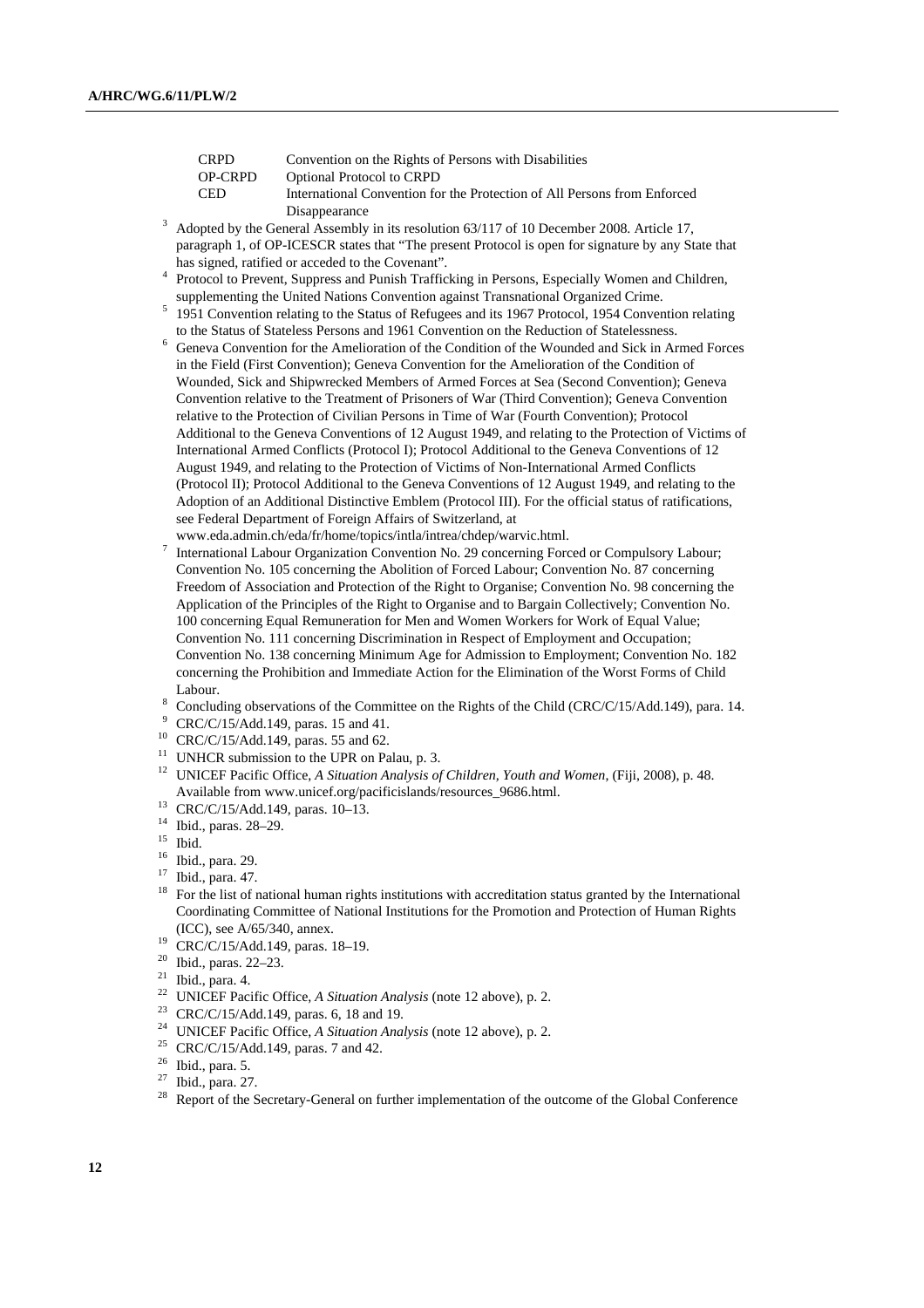| | |
|---|---|
| CRPD | Convention on the Rights of Persons with Disabilities |
| OP-CRPD | Optional Protocol to CRPD |
| CED | International Convention for the Protection of All Persons from Enforced Disappearance |

[3] Adopted by the General Assembly in its resolution 63/117 of 10 December 2008. Article 17, paragraph 1, of OP-ICESCR states that "The present Protocol is open for signature by any State that has signed, ratified or acceded to the Covenant".

[4] Protocol to Prevent, Suppress and Punish Trafficking in Persons, Especially Women and Children, supplementing the United Nations Convention against Transnational Organized Crime.

[5] 1951 Convention relating to the Status of Refugees and its 1967 Protocol, 1954 Convention relating to the Status of Stateless Persons and 1961 Convention on the Reduction of Statelessness.

[6] Geneva Convention for the Amelioration of the Condition of the Wounded and Sick in Armed Forces in the Field (First Convention); Geneva Convention for the Amelioration of the Condition of Wounded, Sick and Shipwrecked Members of Armed Forces at Sea (Second Convention); Geneva Convention relative to the Treatment of Prisoners of War (Third Convention); Geneva Convention relative to the Protection of Civilian Persons in Time of War (Fourth Convention); Protocol Additional to the Geneva Conventions of 12 August 1949, and relating to the Protection of Victims of International Armed Conflicts (Protocol I); Protocol Additional to the Geneva Conventions of 12 August 1949, and relating to the Protection of Victims of Non-International Armed Conflicts (Protocol II); Protocol Additional to the Geneva Conventions of 12 August 1949, and relating to the Adoption of an Additional Distinctive Emblem (Protocol III). For the official status of ratifications, see Federal Department of Foreign Affairs of Switzerland, at www.eda.admin.ch/eda/fr/home/topics/intla/intrea/chdep/warvic.html.

[7] International Labour Organization Convention No. 29 concerning Forced or Compulsory Labour; Convention No. 105 concerning the Abolition of Forced Labour; Convention No. 87 concerning Freedom of Association and Protection of the Right to Organise; Convention No. 98 concerning the Application of the Principles of the Right to Organise and to Bargain Collectively; Convention No. 100 concerning Equal Remuneration for Men and Women Workers for Work of Equal Value; Convention No. 111 concerning Discrimination in Respect of Employment and Occupation; Convention No. 138 concerning Minimum Age for Admission to Employment; Convention No. 182 concerning the Prohibition and Immediate Action for the Elimination of the Worst Forms of Child Labour.

[8] Concluding observations of the Committee on the Rights of the Child (CRC/C/15/Add.149), para. 14.

[9] CRC/C/15/Add.149, paras. 15 and 41.

[10] CRC/C/15/Add.149, paras. 55 and 62.

[11] UNHCR submission to the UPR on Palau, p. 3.

[12] UNICEF Pacific Office, *A Situation Analysis of Children, Youth and Women*, (Fiji, 2008), p. 48. Available from www.unicef.org/pacificislands/resources_9686.html.

[13] CRC/C/15/Add.149, paras. 10–13.

[14] Ibid., paras. 28–29.

[15] Ibid.

[16] Ibid., para. 29.

[17] Ibid., para. 47.

[18] For the list of national human rights institutions with accreditation status granted by the International Coordinating Committee of National Institutions for the Promotion and Protection of Human Rights (ICC), see A/65/340, annex.

[19] CRC/C/15/Add.149, paras. 18–19.

[20] Ibid., paras. 22–23.

[21] Ibid., para. 4.

[22] UNICEF Pacific Office, *A Situation Analysis* (note 12 above), p. 2.

[23] CRC/C/15/Add.149, paras. 6, 18 and 19.

[24] UNICEF Pacific Office, *A Situation Analysis* (note 12 above), p. 2.

[25] CRC/C/15/Add.149, paras. 7 and 42.

[26] Ibid., para. 5.

[27] Ibid., para. 27.

[28] Report of the Secretary-General on further implementation of the outcome of the Global Conference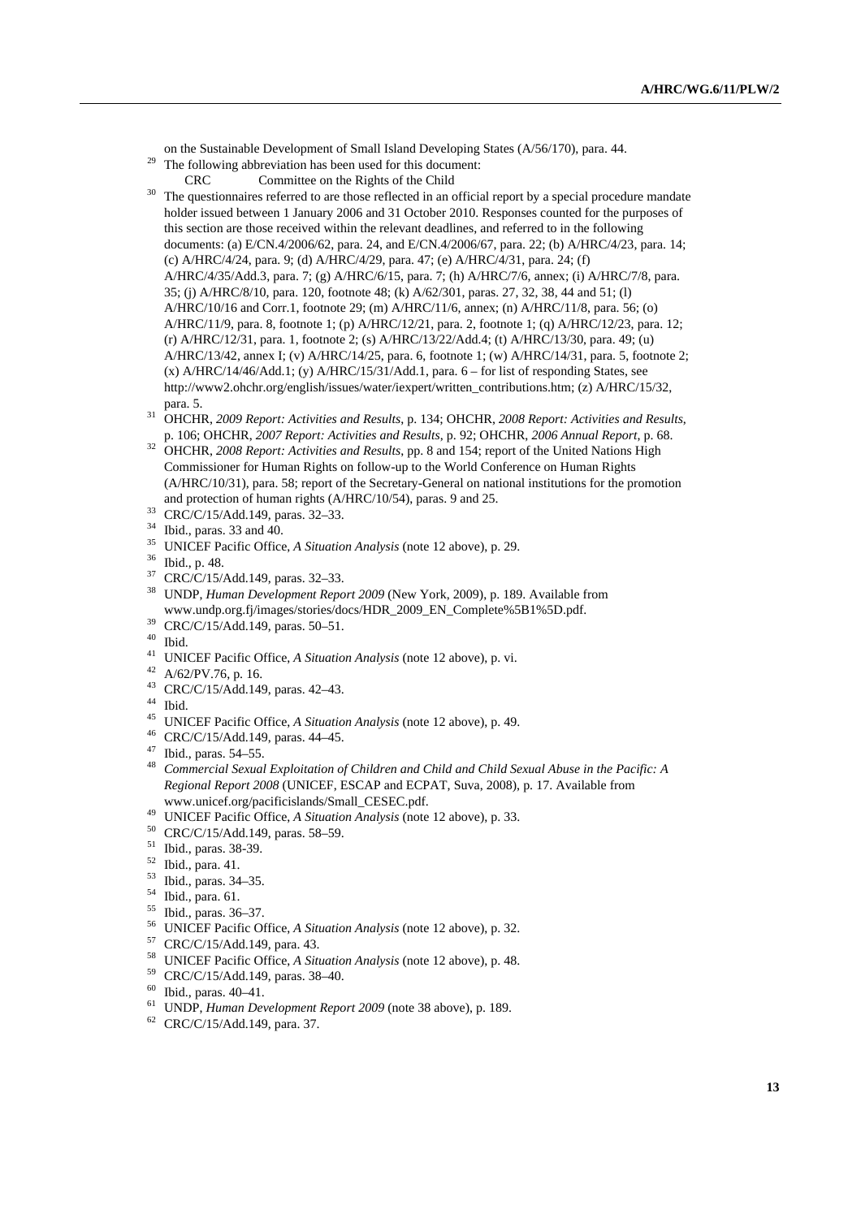on the Sustainable Development of Small Island Developing States (A/56/170), para. 44.

[29] The following abbreviation has been used for this document:

CRC Committee on the Rights of the Child

[30] The questionnaires referred to are those reflected in an official report by a special procedure mandate holder issued between 1 January 2006 and 31 October 2010. Responses counted for the purposes of this section are those received within the relevant deadlines, and referred to in the following documents: (a) E/CN.4/2006/62, para. 24, and E/CN.4/2006/67, para. 22; (b) A/HRC/4/23, para. 14; (c) A/HRC/4/24, para. 9; (d) A/HRC/4/29, para. 47; (e) A/HRC/4/31, para. 24; (f) A/HRC/4/35/Add.3, para. 7; (g) A/HRC/6/15, para. 7; (h) A/HRC/7/6, annex; (i) A/HRC/7/8, para. 35; (j) A/HRC/8/10, para. 120, footnote 48; (k) A/62/301, paras. 27, 32, 38, 44 and 51; (l) A/HRC/10/16 and Corr.1, footnote 29; (m) A/HRC/11/6, annex; (n) A/HRC/11/8, para. 56; (o) A/HRC/11/9, para. 8, footnote 1; (p) A/HRC/12/21, para. 2, footnote 1; (q) A/HRC/12/23, para. 12; (r) A/HRC/12/31, para. 1, footnote 2; (s) A/HRC/13/22/Add.4; (t) A/HRC/13/30, para. 49; (u) A/HRC/13/42, annex I; (v) A/HRC/14/25, para. 6, footnote 1; (w) A/HRC/14/31, para. 5, footnote 2; (x) A/HRC/14/46/Add.1; (y) A/HRC/15/31/Add.1, para. 6 – for list of responding States, see http://www2.ohchr.org/english/issues/water/iexpert/written_contributions.htm; (z) A/HRC/15/32, para. 5.

[31] OHCHR, *2009 Report: Activities and Results*, p. 134; OHCHR, *2008 Report: Activities and Results*, p. 106; OHCHR, *2007 Report: Activities and Results*, p. 92; OHCHR, *2006 Annual Report*, p. 68.

[32] OHCHR, *2008 Report: Activities and Results*, pp. 8 and 154; report of the United Nations High Commissioner for Human Rights on follow-up to the World Conference on Human Rights (A/HRC/10/31), para. 58; report of the Secretary-General on national institutions for the promotion and protection of human rights (A/HRC/10/54), paras. 9 and 25.

[33] CRC/C/15/Add.149, paras. 32–33.

[34] Ibid., paras. 33 and 40.

[35] UNICEF Pacific Office, *A Situation Analysis* (note 12 above), p. 29.

[36] Ibid., p. 48.

[37] CRC/C/15/Add.149, paras. 32–33.

[38] UNDP, *Human Development Report 2009* (New York, 2009), p. 189. Available from www.undp.org.fj/images/stories/docs/HDR_2009_EN_Complete%5B1%5D.pdf.

[39] CRC/C/15/Add.149, paras. 50–51.

[40] Ibid.

[41] UNICEF Pacific Office, *A Situation Analysis* (note 12 above), p. vi.

[42] A/62/PV.76, p. 16.

[43] CRC/C/15/Add.149, paras. 42–43.

[44] Ibid.

[45] UNICEF Pacific Office, *A Situation Analysis* (note 12 above), p. 49.

[46] CRC/C/15/Add.149, paras. 44–45.

[47] Ibid., paras. 54–55.

[48] *Commercial Sexual Exploitation of Children and Child and Child Sexual Abuse in the Pacific: A Regional Report 2008* (UNICEF, ESCAP and ECPAT, Suva, 2008), p. 17. Available from www.unicef.org/pacificislands/Small_CESEC.pdf.

[49] UNICEF Pacific Office, *A Situation Analysis* (note 12 above), p. 33.

[50] CRC/C/15/Add.149, paras. 58–59.

[51] Ibid., paras. 38-39.

[52] Ibid., para. 41.

[53] Ibid., paras. 34–35.

[54] Ibid., para. 61.

[55] Ibid., paras. 36–37.

[56] UNICEF Pacific Office, *A Situation Analysis* (note 12 above), p. 32.

[57] CRC/C/15/Add.149, para. 43.

[58] UNICEF Pacific Office, *A Situation Analysis* (note 12 above), p. 48.

[59] CRC/C/15/Add.149, paras. 38–40.

[60] Ibid., paras. 40–41.

[61] UNDP, *Human Development Report 2009* (note 38 above), p. 189.

[62] CRC/C/15/Add.149, para. 37.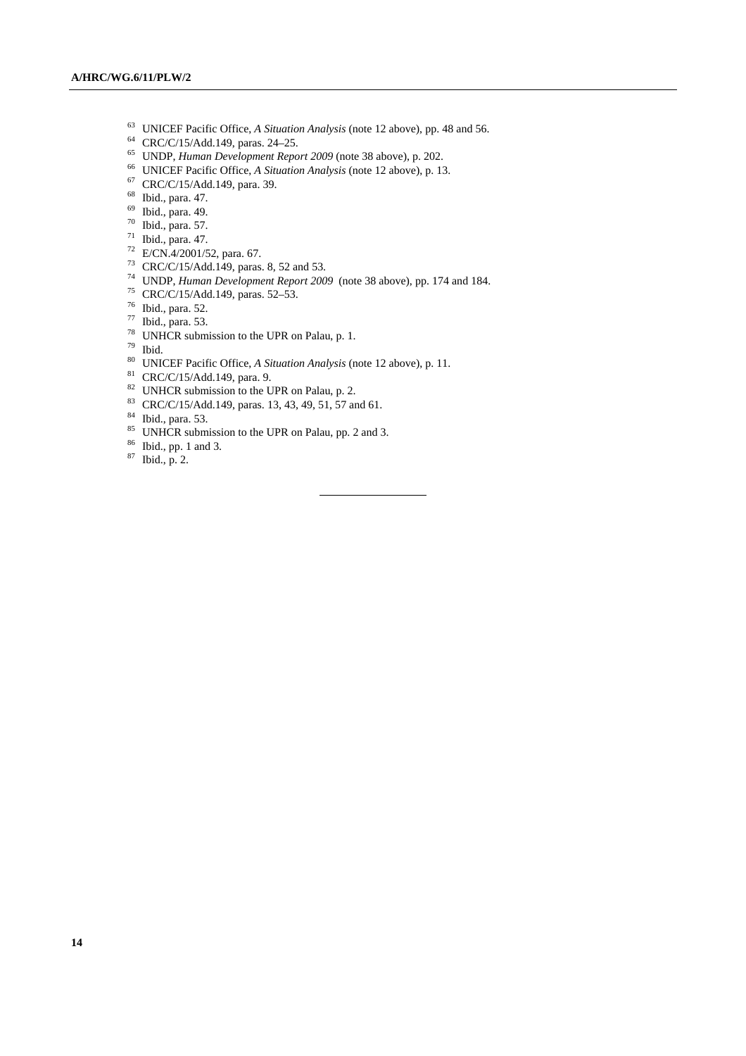[63] UNICEF Pacific Office, *A Situation Analysis* (note 12 above), pp. 48 and 56.
[64] CRC/C/15/Add.149, paras. 24–25.
[65] UNDP, *Human Development Report 2009* (note 38 above), p. 202.
[66] UNICEF Pacific Office, *A Situation Analysis* (note 12 above), p. 13.
[67] CRC/C/15/Add.149, para. 39.
[68] Ibid., para. 47.
[69] Ibid., para. 49.
[70] Ibid., para. 57.
[71] Ibid., para. 47.
[72] E/CN.4/2001/52, para. 67.
[73] CRC/C/15/Add.149, paras. 8, 52 and 53.
[74] UNDP, *Human Development Report 2009* (note 38 above), pp. 174 and 184.
[75] CRC/C/15/Add.149, paras. 52–53.
[76] Ibid., para. 52.
[77] Ibid., para. 53.
[78] UNHCR submission to the UPR on Palau, p. 1.
[79] Ibid.
[80] UNICEF Pacific Office, *A Situation Analysis* (note 12 above), p. 11.
[81] CRC/C/15/Add.149, para. 9.
[82] UNHCR submission to the UPR on Palau, p. 2.
[83] CRC/C/15/Add.149, paras. 13, 43, 49, 51, 57 and 61.
[84] Ibid., para. 53.
[85] UNHCR submission to the UPR on Palau, pp. 2 and 3.
[86] Ibid., pp. 1 and 3.
[87] Ibid., p. 2.